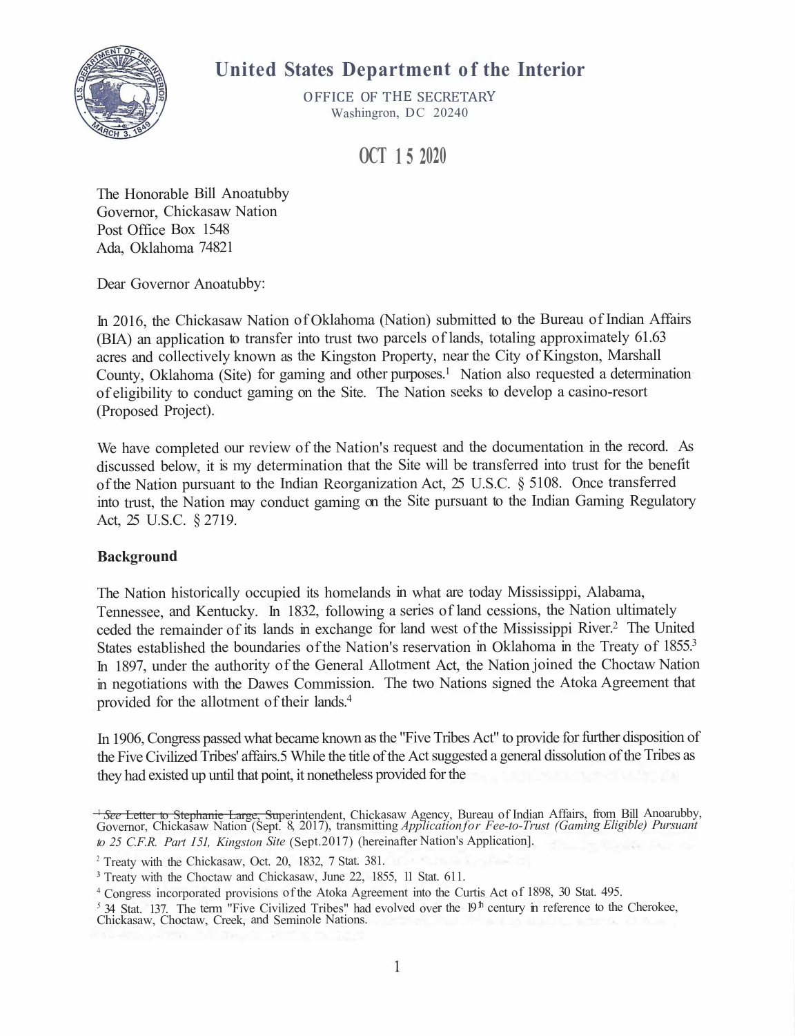# United States Department of the Interior

OFFICE OF THE SECRETARY
Washingron, DC 20240

**OCT 15 2020**

The Honorable Bill Anoatubby
Governor, Chickasaw Nation
Post Office Box 1548
Ada, Oklahoma 74821

Dear Governor Anoatubby:

In 2016, the Chickasaw Nation of Oklahoma (Nation) submitted to the Bureau of Indian Affairs (BIA) an application to transfer into trust two parcels of lands, totaling approximately 61.63 acres and collectively known as the Kingston Property, near the City of Kingston, Marshall County, Oklahoma (Site) for gaming and other purposes.[1] Nation also requested a determination of eligibility to conduct gaming on the Site. The Nation seeks to develop a casino-resort (Proposed Project).

We have completed our review of the Nation's request and the documentation in the record. As discussed below, it is my determination that the Site will be transferred into trust for the benefit of the Nation pursuant to the Indian Reorganization Act, 25 U.S.C. § 5108. Once transferred into trust, the Nation may conduct gaming on the Site pursuant to the Indian Gaming Regulatory Act, 25 U.S.C. § 2719.

**Background**

The Nation historically occupied its homelands in what are today Mississippi, Alabama, Tennessee, and Kentucky. In 1832, following a series of land cessions, the Nation ultimately ceded the remainder of its lands in exchange for land west of the Mississippi River.[2] The United States established the boundaries of the Nation's reservation in Oklahoma in the Treaty of 1855.[3] In 1897, under the authority of the General Allotment Act, the Nation joined the Choctaw Nation in negotiations with the Dawes Commission. The two Nations signed the Atoka Agreement that provided for the allotment of their lands.[4]

In 1906, Congress passed what became known as the "Five Tribes Act" to provide for further disposition of the Five Civilized Tribes' affairs.5 While the title of the Act suggested a general dissolution of the Tribes as they had existed up until that point, it nonetheless provided for the

---

[1] *See* Letter to Stephanie Large, Superintendent, Chickasaw Agency, Bureau of Indian Affairs, from Bill Anoarubby, Governor, Chickasaw Nation (Sept. 8, 2017), transmitting *Applicationfor Fee-to-Trust (Gaming Eligible) Pursuant to 25 C.F.R. Part 151, Kingston Site* (Sept.2017) (hereinafter Nation's Application].

[2] Treaty with the Chickasaw, Oct. 20, 1832, 7 Stat. 381.

[3] Treaty with the Choctaw and Chickasaw, June 22, 1855, 11 Stat. 611.

[4] Congress incorporated provisions of the Atoka Agreement into the Curtis Act of 1898, 30 Stat. 495.

[5] 34 Stat. 137. The term "Five Civilized Tribes" had evolved over the 19th century in reference to the Cherokee, Chickasaw, Choctaw, Creek, and Seminole Nations.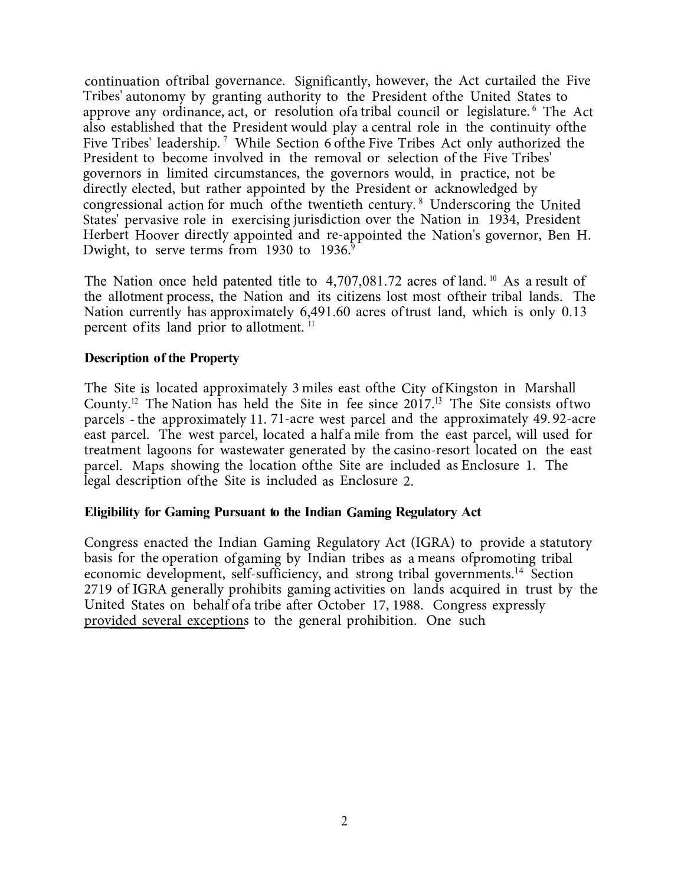continuation of tribal governance. Significantly, however, the Act curtailed the Five Tribes' autonomy by granting authority to the President of the United States to approve any ordinance, act, or resolution of a tribal council or legislature.[6] The Act also established that the President would play a central role in the continuity of the Five Tribes' leadership.[7] While Section 6 of the Five Tribes Act only authorized the President to become involved in the removal or selection of the Five Tribes' governors in limited circumstances, the governors would, in practice, not be directly elected, but rather appointed by the President or acknowledged by congressional action for much of the twentieth century.[8] Underscoring the United States' pervasive role in exercising jurisdiction over the Nation in 1934, President Herbert Hoover directly appointed and re-appointed the Nation's governor, Ben H. Dwight, to serve terms from 1930 to 1936.[9]

The Nation once held patented title to 4,707,081.72 acres of land.[10] As a result of the allotment process, the Nation and its citizens lost most of their tribal lands. The Nation currently has approximately 6,491.60 acres of trust land, which is only 0.13 percent of its land prior to allotment.[11]

**Description of the Property**

The Site is located approximately 3 miles east of the City of Kingston in Marshall County.[12] The Nation has held the Site in fee since 2017.[13] The Site consists of two parcels - the approximately 11.71-acre west parcel and the approximately 49.92-acre east parcel. The west parcel, located a half a mile from the east parcel, will used for treatment lagoons for wastewater generated by the casino-resort located on the east parcel. Maps showing the location of the Site are included as Enclosure 1. The legal description of the Site is included as Enclosure 2.

**Eligibility for Gaming Pursuant to the Indian Gaming Regulatory Act**

Congress enacted the Indian Gaming Regulatory Act (IGRA) to provide a statutory basis for the operation of gaming by Indian tribes as a means of promoting tribal economic development, self-sufficiency, and strong tribal governments.[14] Section 2719 of IGRA generally prohibits gaming activities on lands acquired in trust by the United States on behalf of a tribe after October 17, 1988. Congress expressly provided several exceptions to the general prohibition. One such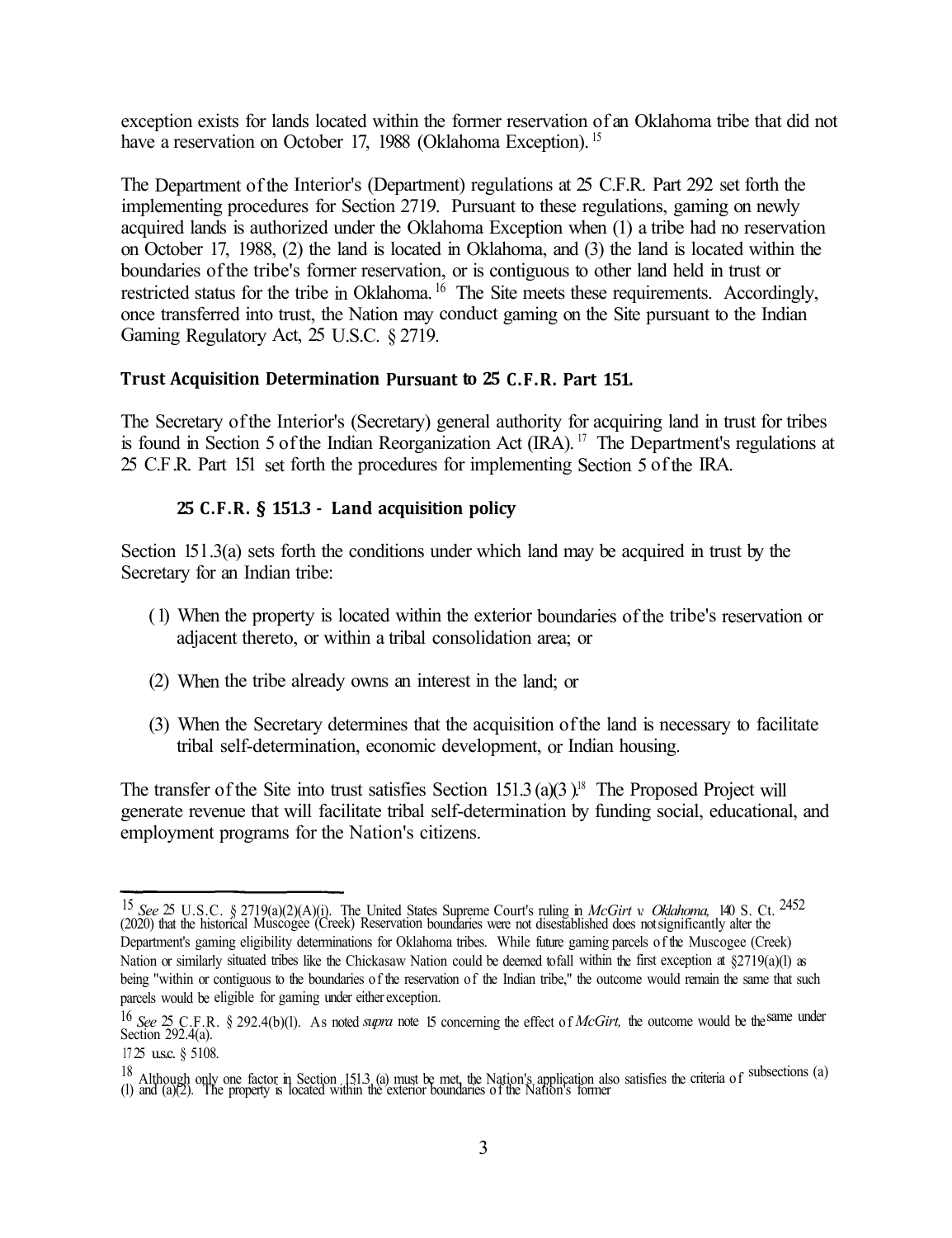exception exists for lands located within the former reservation of an Oklahoma tribe that did not have a reservation on October 17, 1988 (Oklahoma Exception).[15]

The Department of the Interior's (Department) regulations at 25 C.F.R. Part 292 set forth the implementing procedures for Section 2719. Pursuant to these regulations, gaming on newly acquired lands is authorized under the Oklahoma Exception when (1) a tribe had no reservation on October 17, 1988, (2) the land is located in Oklahoma, and (3) the land is located within the boundaries of the tribe's former reservation, or is contiguous to other land held in trust or restricted status for the tribe in Oklahoma.[16] The Site meets these requirements. Accordingly, once transferred into trust, the Nation may conduct gaming on the Site pursuant to the Indian Gaming Regulatory Act, 25 U.S.C. § 2719.

### Trust Acquisition Determination Pursuant to 25 C.F.R. Part 151.

The Secretary of the Interior's (Secretary) general authority for acquiring land in trust for tribes is found in Section 5 of the Indian Reorganization Act (IRA).[17] The Department's regulations at 25 C.F.R. Part 151 set forth the procedures for implementing Section 5 of the IRA.

#### 25 C.F.R. § 151.3 - Land acquisition policy

Section 151.3(a) sets forth the conditions under which land may be acquired in trust by the Secretary for an Indian tribe:

(1) When the property is located within the exterior boundaries of the tribe's reservation or adjacent thereto, or within a tribal consolidation area; or

(2) When the tribe already owns an interest in the land; or

(3) When the Secretary determines that the acquisition of the land is necessary to facilitate tribal self-determination, economic development, or Indian housing.

The transfer of the Site into trust satisfies Section 151.3 (a)(3).[18] The Proposed Project will generate revenue that will facilitate tribal self-determination by funding social, educational, and employment programs for the Nation's citizens.

---

[15] *See* 25 U.S.C. § 2719(a)(2)(A)(i). The United States Supreme Court's ruling in *McGirt v. Oklahoma,* 140 S. Ct. 2452 (2020) that the historical Muscogee (Creek) Reservation boundaries were not disestablished does not significantly alter the Department's gaming eligibility determinations for Oklahoma tribes. While future gaming parcels of the Muscogee (Creek) Nation or similarly situated tribes like the Chickasaw Nation could be deemed to fall within the first exception at §2719(a)(1) as being "within or contiguous to the boundaries of the reservation of the Indian tribe," the outcome would remain the same that such parcels would be eligible for gaming under either exception.

[16] *See* 25 C.F.R. § 292.4(b)(1). As noted *supra* note 15 concerning the effect of *McGirt,* the outcome would be the same under Section 292.4(a).

[17] 25 U.S.C. § 5108.

[18] Although only one factor in Section 151.3 (a) must be met, the Nation's application also satisfies the criteria of subsections (a)(1) and (a)(2). The property is located within the exterior boundaries of the Nation's former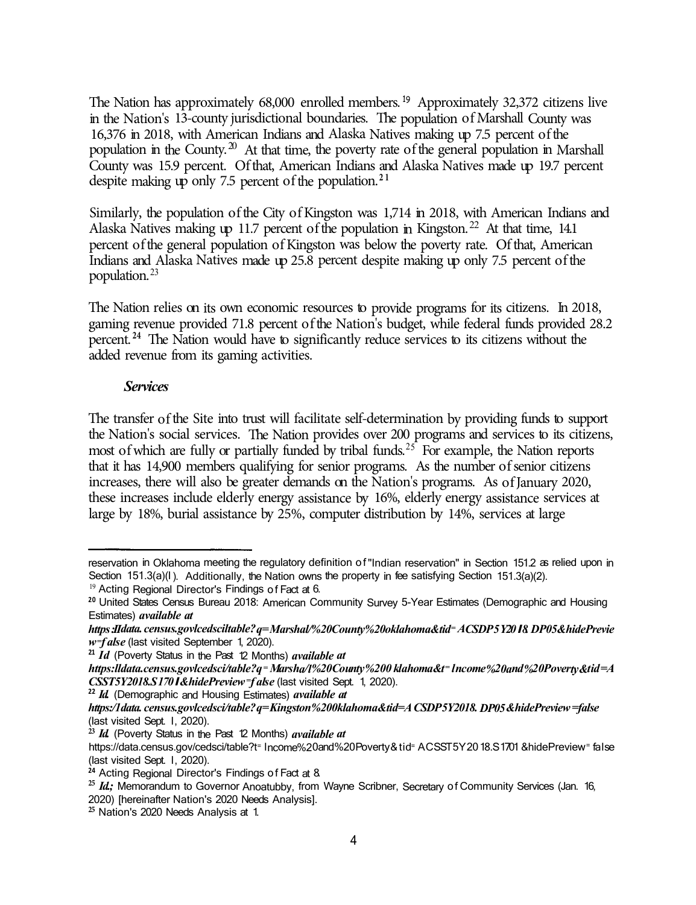The Nation has approximately 68,000 enrolled members.[19] Approximately 32,372 citizens live in the Nation's 13-county jurisdictional boundaries. The population of Marshall County was 16,376 in 2018, with American Indians and Alaska Natives making up 7.5 percent of the population in the County.[20] At that time, the poverty rate of the general population in Marshall County was 15.9 percent. Of that, American Indians and Alaska Natives made up 19.7 percent despite making up only 7.5 percent of the population.[21]

Similarly, the population of the City of Kingston was 1,714 in 2018, with American Indians and Alaska Natives making up 11.7 percent of the population in Kingston.[22] At that time, 14.1 percent of the general population of Kingston was below the poverty rate. Of that, American Indians and Alaska Natives made up 25.8 percent despite making up only 7.5 percent of the population.[23]

The Nation relies on its own economic resources to provide programs for its citizens. In 2018, gaming revenue provided 71.8 percent of the Nation's budget, while federal funds provided 28.2 percent.[24] The Nation would have to significantly reduce services to its citizens without the added revenue from its gaming activities.

### *Services*

The transfer of the Site into trust will facilitate self-determination by providing funds to support the Nation's social services. The Nation provides over 200 programs and services to its citizens, most of which are fully or partially funded by tribal funds.[25] For example, the Nation reports that it has 14,900 members qualifying for senior programs. As the number of senior citizens increases, there will also be greater demands on the Nation's programs. As of January 2020, these increases include elderly energy assistance by 16%, elderly energy assistance services at large by 18%, burial assistance by 25%, computer distribution by 14%, services at large

---

reservation in Oklahoma meeting the regulatory definition of "Indian reservation" in Section 151.2 as relied upon in Section 151.3(a)(l). Additionally, the Nation owns the property in fee satisfying Section 151.3(a)(2).

[19] Acting Regional Director's Findings of Fact at 6.

[20] United States Census Bureau 2018: American Community Survey 5-Year Estimates (Demographic and Housing Estimates) ***available at*** ***https:lldata.census.govlcedsciltable?q=Marshal/%20County%20oklahoma&tid=ACSDP5Y2018.DP05&hidePreview=false*** (last visited September 1, 2020).

[21] ***Id*** (Poverty Status in the Past 12 Months) ***available at*** ***https:lldata.census.govlcedsci/table?q=Marsha/l%20County%200klahoma&t=lncome%20and%20Poverty&tid=ACSST5Y2018.S1701&hidePreview=false*** (last visited Sept. 1, 2020).

[22] ***Id.*** (Demographic and Housing Estimates) ***available at*** ***https:/ldata.census.govlcedsci/table?q=Kingston%200klahoma&tid=ACSDP5Y2018.DP05&hidePreview=false*** (last visited Sept. I, 2020).

[23] ***Id.*** (Poverty Status in the Past 12 Months) ***available at*** https://data.census.gov/cedsci/table?t=Income%20and%20Poverty&tid=ACSST5Y2018.S1701&hidePreview=false (last visited Sept. I, 2020).

[24] Acting Regional Director's Findings of Fact at 8.

[25] ***Id.;*** Memorandum to Governor Anoatubby, from Wayne Scribner, Secretary of Community Services (Jan. 16, 2020) [hereinafter Nation's 2020 Needs Analysis].

[25] Nation's 2020 Needs Analysis at 1.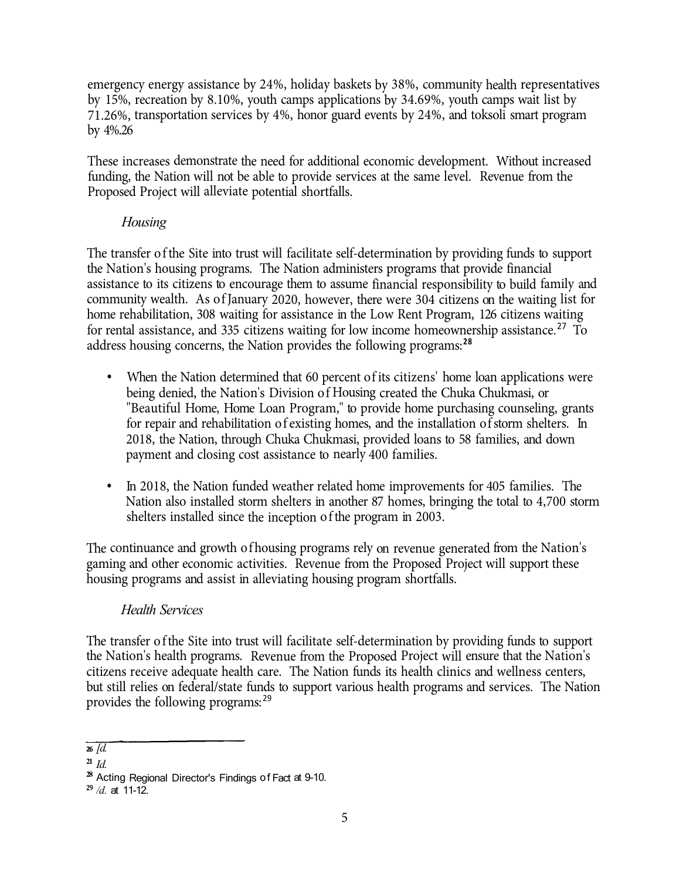emergency energy assistance by 24%, holiday baskets by 38%, community health representatives by 15%, recreation by 8.10%, youth camps applications by 34.69%, youth camps wait list by 71.26%, transportation services by 4%, honor guard events by 24%, and toksoli smart program by 4%.26

These increases demonstrate the need for additional economic development. Without increased funding, the Nation will not be able to provide services at the same level. Revenue from the Proposed Project will alleviate potential shortfalls.

*Housing*

The transfer of the Site into trust will facilitate self-determination by providing funds to support the Nation's housing programs. The Nation administers programs that provide financial assistance to its citizens to encourage them to assume financial responsibility to build family and community wealth. As of January 2020, however, there were 304 citizens on the waiting list for home rehabilitation, 308 waiting for assistance in the Low Rent Program, 126 citizens waiting for rental assistance, and 335 citizens waiting for low income homeownership assistance.[27] To address housing concerns, the Nation provides the following programs:[28]

- When the Nation determined that 60 percent of its citizens' home loan applications were being denied, the Nation's Division of Housing created the Chuka Chukmasi, or "Beautiful Home, Home Loan Program," to provide home purchasing counseling, grants for repair and rehabilitation of existing homes, and the installation of storm shelters. In 2018, the Nation, through Chuka Chukmasi, provided loans to 58 families, and down payment and closing cost assistance to nearly 400 families.
- In 2018, the Nation funded weather related home improvements for 405 families. The Nation also installed storm shelters in another 87 homes, bringing the total to 4,700 storm shelters installed since the inception of the program in 2003.

The continuance and growth of housing programs rely on revenue generated from the Nation's gaming and other economic activities. Revenue from the Proposed Project will support these housing programs and assist in alleviating housing program shortfalls.

*Health Services*

The transfer of the Site into trust will facilitate self-determination by providing funds to support the Nation's health programs. Revenue from the Proposed Project will ensure that the Nation's citizens receive adequate health care. The Nation funds its health clinics and wellness centers, but still relies on federal/state funds to support various health programs and services. The Nation provides the following programs:[29]

---

[26] *Id.*

[27] *Id.*

[28] Acting Regional Director's Findings of Fact at 9-10.

[29] *Id.* at 11-12.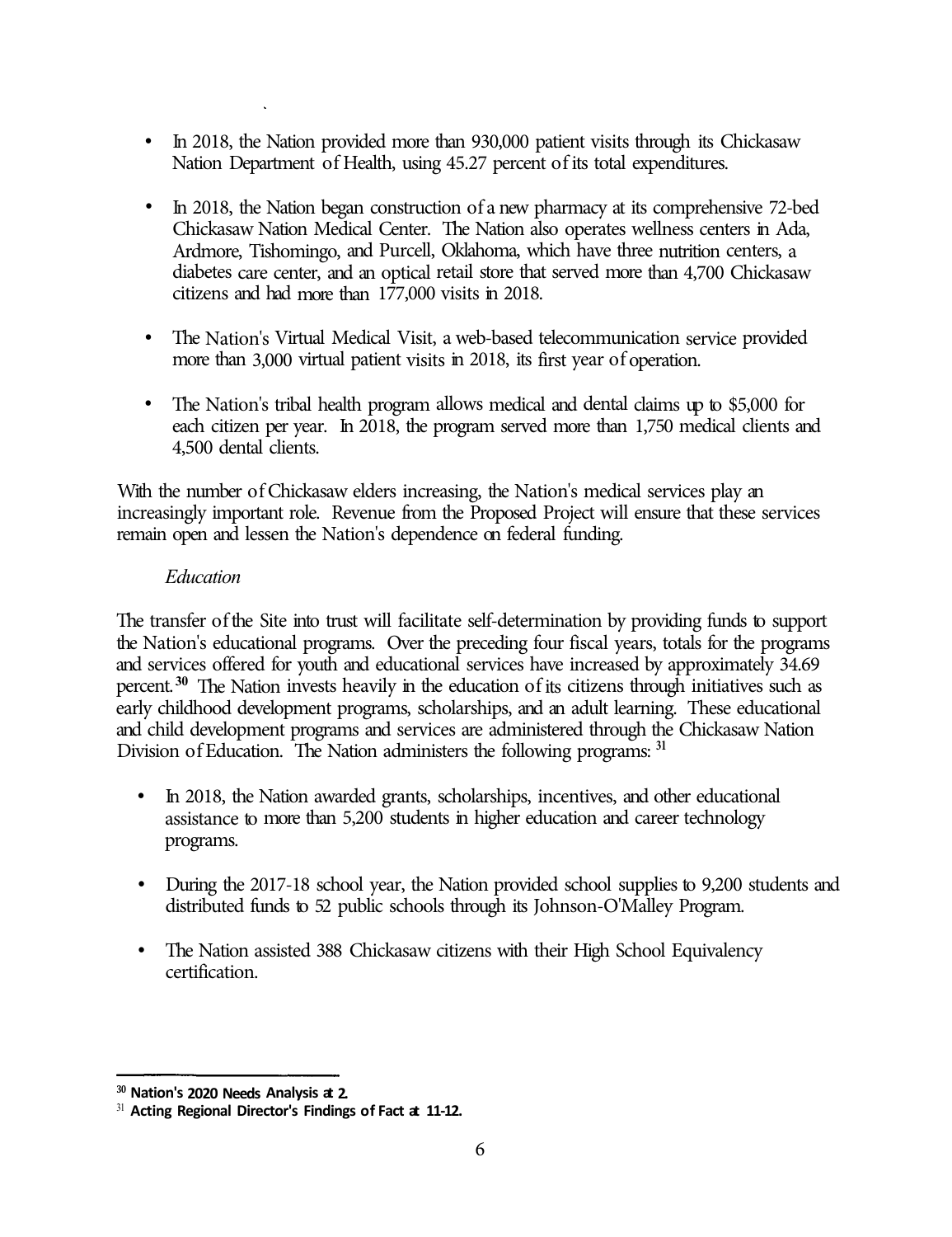- In 2018, the Nation provided more than 930,000 patient visits through its Chickasaw Nation Department of Health, using 45.27 percent of its total expenditures.

- In 2018, the Nation began construction of a new pharmacy at its comprehensive 72-bed Chickasaw Nation Medical Center. The Nation also operates wellness centers in Ada, Ardmore, Tishomingo, and Purcell, Oklahoma, which have three nutrition centers, a diabetes care center, and an optical retail store that served more than 4,700 Chickasaw citizens and had more than 177,000 visits in 2018.

- The Nation's Virtual Medical Visit, a web-based telecommunication service provided more than 3,000 virtual patient visits in 2018, its first year of operation.

- The Nation's tribal health program allows medical and dental claims up to $5,000 for each citizen per year. In 2018, the program served more than 1,750 medical clients and 4,500 dental clients.

With the number of Chickasaw elders increasing, the Nation's medical services play an increasingly important role. Revenue from the Proposed Project will ensure that these services remain open and lessen the Nation's dependence on federal funding.

*Education*

The transfer of the Site into trust will facilitate self-determination by providing funds to support the Nation's educational programs. Over the preceding four fiscal years, totals for the programs and services offered for youth and educational services have increased by approximately 34.69 percent.[30] The Nation invests heavily in the education of its citizens through initiatives such as early childhood development programs, scholarships, and an adult learning. These educational and child development programs and services are administered through the Chickasaw Nation Division of Education. The Nation administers the following programs:[31]

- In 2018, the Nation awarded grants, scholarships, incentives, and other educational assistance to more than 5,200 students in higher education and career technology programs.

- During the 2017-18 school year, the Nation provided school supplies to 9,200 students and distributed funds to 52 public schools through its Johnson-O'Malley Program.

- The Nation assisted 388 Chickasaw citizens with their High School Equivalency certification.

---

[30] **Nation's 2020 Needs Analysis at 2.**

[31] **Acting Regional Director's Findings of Fact at 11-12.**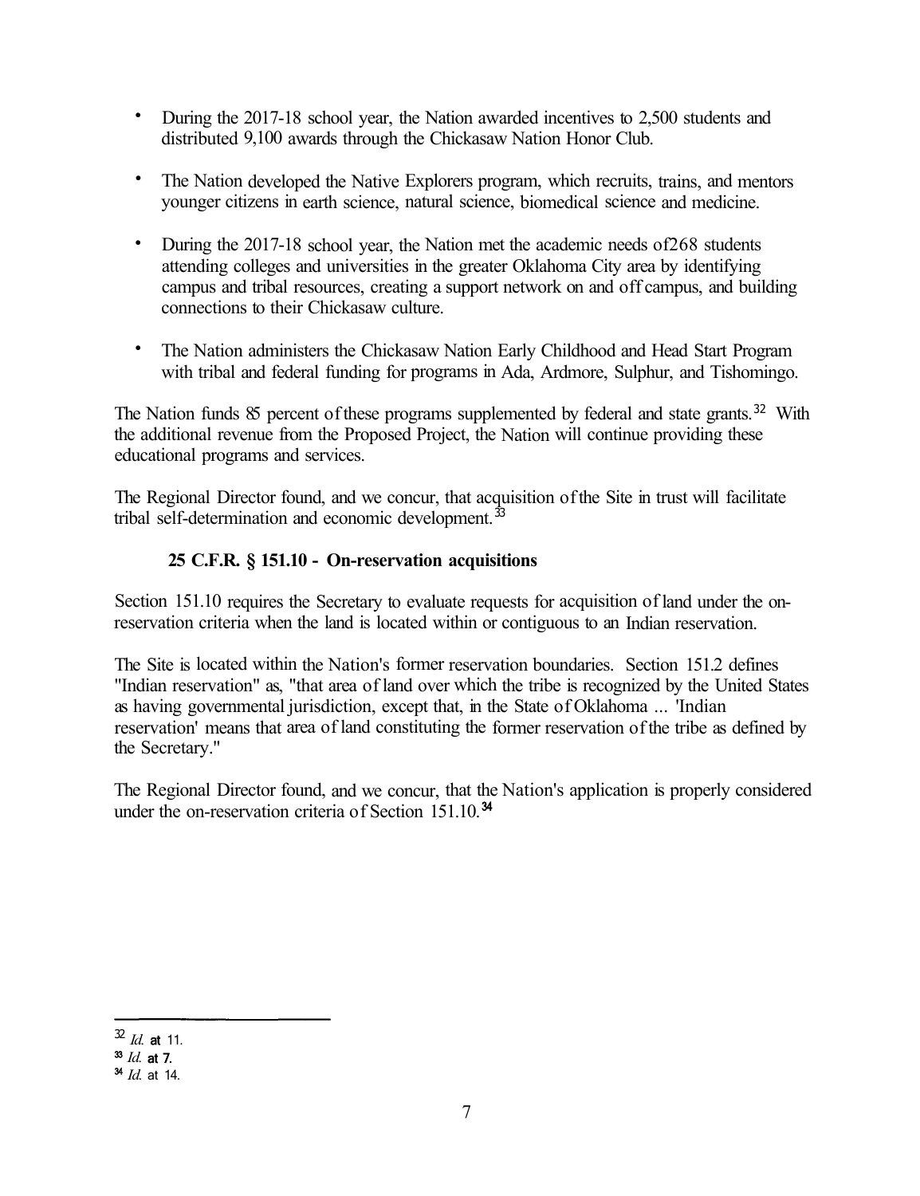- During the 2017-18 school year, the Nation awarded incentives to 2,500 students and distributed 9,100 awards through the Chickasaw Nation Honor Club.
- The Nation developed the Native Explorers program, which recruits, trains, and mentors younger citizens in earth science, natural science, biomedical science and medicine.
- During the 2017-18 school year, the Nation met the academic needs of 268 students attending colleges and universities in the greater Oklahoma City area by identifying campus and tribal resources, creating a support network on and off campus, and building connections to their Chickasaw culture.
- The Nation administers the Chickasaw Nation Early Childhood and Head Start Program with tribal and federal funding for programs in Ada, Ardmore, Sulphur, and Tishomingo.

The Nation funds 85 percent of these programs supplemented by federal and state grants.[32] With the additional revenue from the Proposed Project, the Nation will continue providing these educational programs and services.

The Regional Director found, and we concur, that acquisition of the Site in trust will facilitate tribal self-determination and economic development.[33]

### 25 C.F.R. § 151.10 - On-reservation acquisitions

Section 151.10 requires the Secretary to evaluate requests for acquisition of land under the on-reservation criteria when the land is located within or contiguous to an Indian reservation.

The Site is located within the Nation's former reservation boundaries. Section 151.2 defines "Indian reservation" as, "that area of land over which the tribe is recognized by the United States as having governmental jurisdiction, except that, in the State of Oklahoma ... 'Indian reservation' means that area of land constituting the former reservation of the tribe as defined by the Secretary."

The Regional Director found, and we concur, that the Nation's application is properly considered under the on-reservation criteria of Section 151.10.[34]

---

[32] *Id.* at 11.
[33] *Id.* at 7.
[34] *Id.* at 14.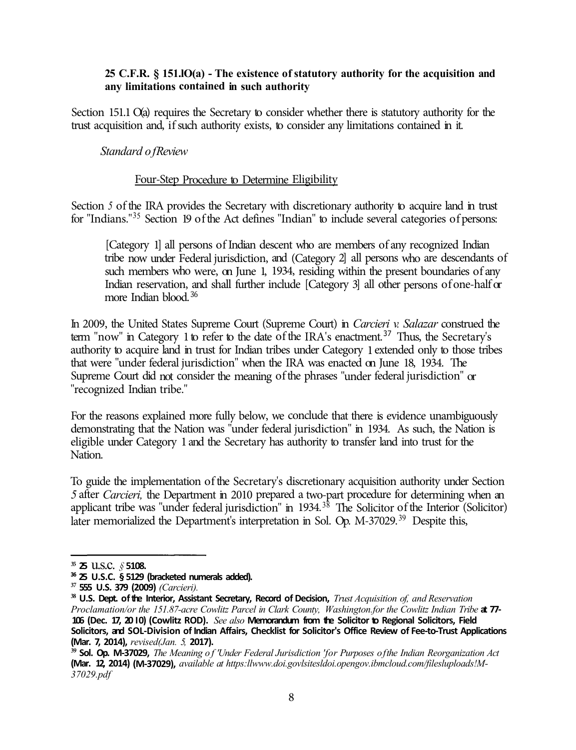**25 C.F.R. § 151.lO(a) - The existence of statutory authority for the acquisition and any limitations contained in such authority**

Section 151.1 O(a) requires the Secretary to consider whether there is statutory authority for the trust acquisition and, if such authority exists, to consider any limitations contained in it.

*Standard of Review*

Four-Step Procedure to Determine Eligibility

Section 5 of the IRA provides the Secretary with discretionary authority to acquire land in trust for "Indians."[35] Section 19 of the Act defines "Indian" to include several categories of persons:

> [Category 1] all persons of Indian descent who are members of any recognized Indian tribe now under Federal jurisdiction, and (Category 2] all persons who are descendants of such members who were, on June 1, 1934, residing within the present boundaries of any Indian reservation, and shall further include [Category 3] all other persons of one-half or more Indian blood.[36]

In 2009, the United States Supreme Court (Supreme Court) in *Carcieri v. Salazar* construed the term "now" in Category 1 to refer to the date of the IRA's enactment.[37] Thus, the Secretary's authority to acquire land in trust for Indian tribes under Category 1 extended only to those tribes that were "under federal jurisdiction" when the IRA was enacted on June 18, 1934. The Supreme Court did not consider the meaning of the phrases "under federal jurisdiction" or "recognized Indian tribe."

For the reasons explained more fully below, we conclude that there is evidence unambiguously demonstrating that the Nation was "under federal jurisdiction" in 1934. As such, the Nation is eligible under Category 1 and the Secretary has authority to transfer land into trust for the Nation.

To guide the implementation of the Secretary's discretionary acquisition authority under Section 5 after *Carcieri,* the Department in 2010 prepared a two-part procedure for determining when an applicant tribe was "under federal jurisdiction" in 1934.[38] The Solicitor of the Interior (Solicitor) later memorialized the Department's interpretation in Sol. Op. M-37029.[39] Despite this,

---

[35] **25 U.S.C. § 5108.**

[36] **25 U.S.C. § 5129 (bracketed numerals added).**

[37] **555 U.S. 379 (2009)** *(Carcieri).*

[38] **U.S. Dept. of the Interior, Assistant Secretary, Record of Decision,** *Trust Acquisition of, and Reservation Proclamation/or the 151.87-acre Cowlitz Parcel in Clark County, Washington.for the Cowlitz Indian Tribe* **at 77-106 (Dec. 17, 20 IO) (Cowlitz ROD).** *See also* **Memorandum from the Solicitor to Regional Solicitors, Field Solicitors, and SOL-Division of Indian Affairs, Checklist for Solicitor's Office Review of Fee-to-Trust Applications (Mar. 7, 2014),** *revised(Jan. 5,* **2017).**

[39] **Sol. Op. M-37029,** *The Meaning of 'Under Federal Jurisdiction 'for Purposes of the Indian Reorganization Act* **(Mar. 12, 2014) (M-37029),** *available at https:llwww.doi.govlsitesldoi.opengov.ibmcloud.com/filesluploads!M-37029.pdf*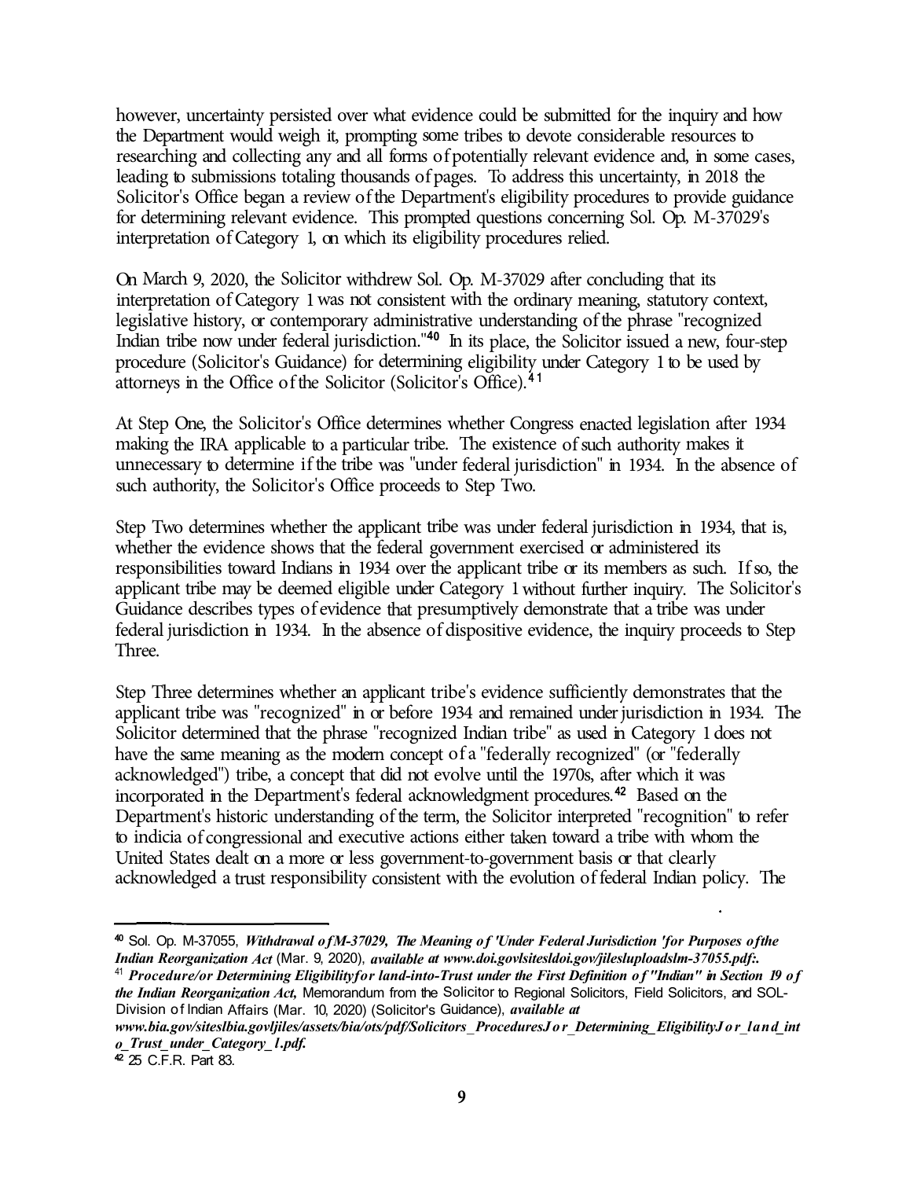however, uncertainty persisted over what evidence could be submitted for the inquiry and how the Department would weigh it, prompting some tribes to devote considerable resources to researching and collecting any and all forms of potentially relevant evidence and, in some cases, leading to submissions totaling thousands of pages. To address this uncertainty, in 2018 the Solicitor's Office began a review of the Department's eligibility procedures to provide guidance for determining relevant evidence. This prompted questions concerning Sol. Op. M-37029's interpretation of Category 1, on which its eligibility procedures relied.

On March 9, 2020, the Solicitor withdrew Sol. Op. M-37029 after concluding that its interpretation of Category 1 was not consistent with the ordinary meaning, statutory context, legislative history, or contemporary administrative understanding of the phrase "recognized Indian tribe now under federal jurisdiction."[40] In its place, the Solicitor issued a new, four-step procedure (Solicitor's Guidance) for determining eligibility under Category 1 to be used by attorneys in the Office of the Solicitor (Solicitor's Office).[41]

At Step One, the Solicitor's Office determines whether Congress enacted legislation after 1934 making the IRA applicable to a particular tribe. The existence of such authority makes it unnecessary to determine if the tribe was "under federal jurisdiction" in 1934. In the absence of such authority, the Solicitor's Office proceeds to Step Two.

Step Two determines whether the applicant tribe was under federal jurisdiction in 1934, that is, whether the evidence shows that the federal government exercised or administered its responsibilities toward Indians in 1934 over the applicant tribe or its members as such. If so, the applicant tribe may be deemed eligible under Category 1 without further inquiry. The Solicitor's Guidance describes types of evidence that presumptively demonstrate that a tribe was under federal jurisdiction in 1934. In the absence of dispositive evidence, the inquiry proceeds to Step Three.

Step Three determines whether an applicant tribe's evidence sufficiently demonstrates that the applicant tribe was "recognized" in or before 1934 and remained under jurisdiction in 1934. The Solicitor determined that the phrase "recognized Indian tribe" as used in Category 1 does not have the same meaning as the modern concept of a "federally recognized" (or "federally acknowledged") tribe, a concept that did not evolve until the 1970s, after which it was incorporated in the Department's federal acknowledgment procedures.[42] Based on the Department's historic understanding of the term, the Solicitor interpreted "recognition" to refer to indicia of congressional and executive actions either taken toward a tribe with whom the United States dealt on a more or less government-to-government basis or that clearly acknowledged a trust responsibility consistent with the evolution of federal Indian policy. The

---

[40] Sol. Op. M-37055, *Withdrawal of M-37029, The Meaning of 'Under Federal Jurisdiction' for Purposes of the Indian Reorganization Act* (Mar. 9, 2020), *available at www.doi.gov/sites/doi.gov/files/uploads/m-37055.pdf:.*

[41] *Procedure for Determining Eligibility for land-into-Trust under the First Definition of "Indian" in Section 19 of the Indian Reorganization Act,* Memorandum from the Solicitor to Regional Solicitors, Field Solicitors, and SOL-Division of Indian Affairs (Mar. 10, 2020) (Solicitor's Guidance), *available at www.bia.gov/sites/bia.gov/files/assets/bia/ots/pdf/Solicitors_Procedures_for_Determining_Eligibility_for_land_into_Trust_under_Category_1.pdf.*

[42] 25 C.F.R. Part 83.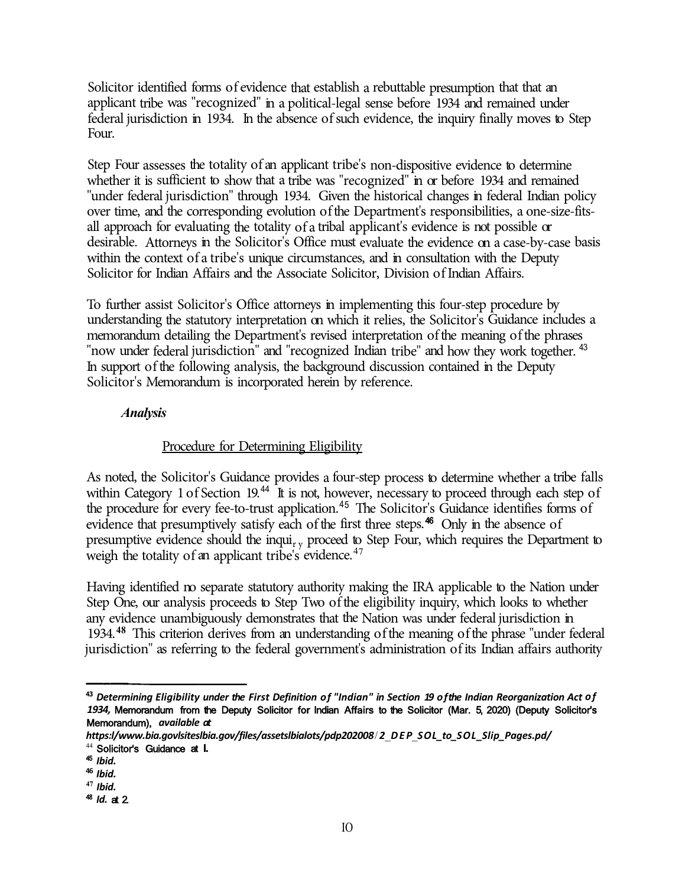Solicitor identified forms of evidence that establish a rebuttable presumption that that an applicant tribe was "recognized" in a political-legal sense before 1934 and remained under federal jurisdiction in 1934. In the absence of such evidence, the inquiry finally moves to Step Four.

Step Four assesses the totality of an applicant tribe's non-dispositive evidence to determine whether it is sufficient to show that a tribe was "recognized" in or before 1934 and remained "under federal jurisdiction" through 1934. Given the historical changes in federal Indian policy over time, and the corresponding evolution of the Department's responsibilities, a one-size-fits-all approach for evaluating the totality of a tribal applicant's evidence is not possible or desirable. Attorneys in the Solicitor's Office must evaluate the evidence on a case-by-case basis within the context of a tribe's unique circumstances, and in consultation with the Deputy Solicitor for Indian Affairs and the Associate Solicitor, Division of Indian Affairs.

To further assist Solicitor's Office attorneys in implementing this four-step procedure by understanding the statutory interpretation on which it relies, the Solicitor's Guidance includes a memorandum detailing the Department's revised interpretation of the meaning of the phrases "now under federal jurisdiction" and "recognized Indian tribe" and how they work together.[43] In support of the following analysis, the background discussion contained in the Deputy Solicitor's Memorandum is incorporated herein by reference.

***Analysis***

<u>Procedure for Determining Eligibility</u>

As noted, the Solicitor's Guidance provides a four-step process to determine whether a tribe falls within Category 1 of Section 19.[44] It is not, however, necessary to proceed through each step of the procedure for every fee-to-trust application.[45] The Solicitor's Guidance identifies forms of evidence that presumptively satisfy each of the first three steps.[46] Only in the absence of presumptive evidence should the inquiry proceed to Step Four, which requires the Department to weigh the totality of an applicant tribe's evidence.[47]

Having identified no separate statutory authority making the IRA applicable to the Nation under Step One, our analysis proceeds to Step Two of the eligibility inquiry, which looks to whether any evidence unambiguously demonstrates that the Nation was under federal jurisdiction in 1934.[48] This criterion derives from an understanding of the meaning of the phrase "under federal jurisdiction" as referring to the federal government's administration of its Indian affairs authority

---

[43] *Determining Eligibility under the First Definition of "Indian" in Section 19 of the Indian Reorganization Act of 1934,* Memorandum from the Deputy Solicitor for Indian Affairs to the Solicitor (Mar. 5, 2020) (Deputy Solicitor's Memorandum), *available at https:/lwww.bia.govlsiteslbia.gov/files/assetslbialots/pdp202008/2_DEP_SOL_to_SOL_Slip_Pages.pd/*

[44] Solicitor's Guidance at I.

[45] *Ibid.*

[46] *Ibid.*

[47] *Ibid.*

[48] *Id.* at 2.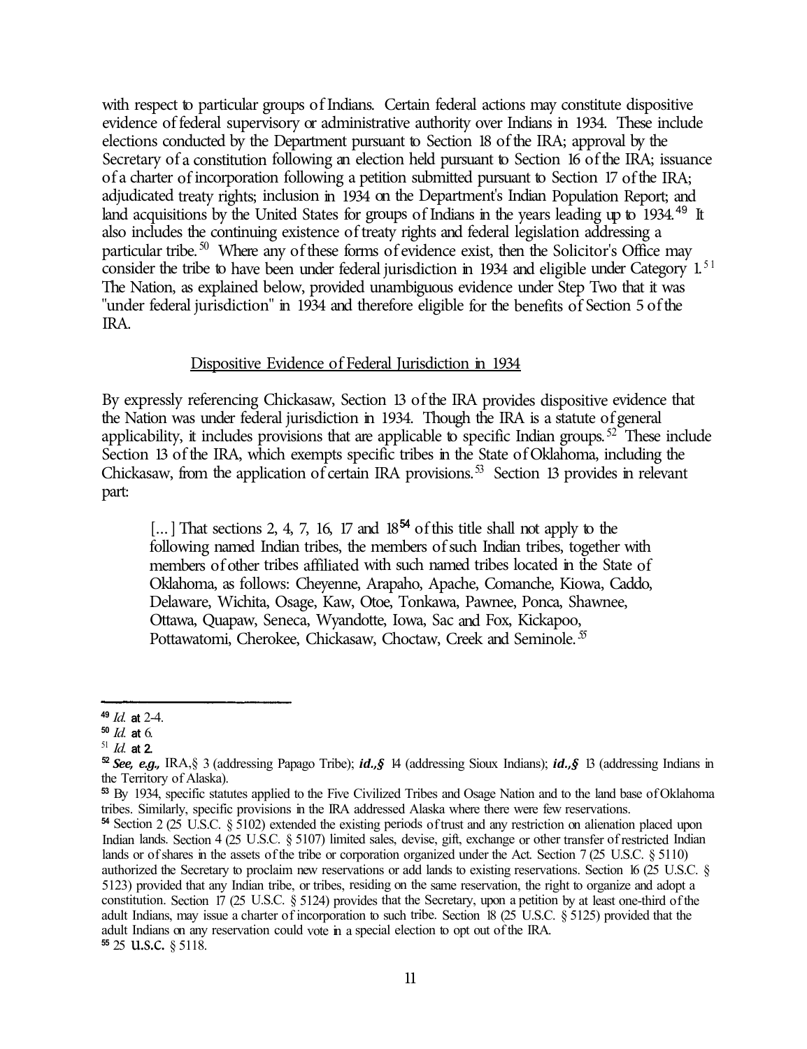with respect to particular groups of Indians. Certain federal actions may constitute dispositive evidence of federal supervisory or administrative authority over Indians in 1934. These include elections conducted by the Department pursuant to Section 18 of the IRA; approval by the Secretary of a constitution following an election held pursuant to Section 16 of the IRA; issuance of a charter of incorporation following a petition submitted pursuant to Section 17 of the IRA; adjudicated treaty rights; inclusion in 1934 on the Department's Indian Population Report; and land acquisitions by the United States for groups of Indians in the years leading up to 1934.[49] It also includes the continuing existence of treaty rights and federal legislation addressing a particular tribe.[50] Where any of these forms of evidence exist, then the Solicitor's Office may consider the tribe to have been under federal jurisdiction in 1934 and eligible under Category 1.[51] The Nation, as explained below, provided unambiguous evidence under Step Two that it was "under federal jurisdiction" in 1934 and therefore eligible for the benefits of Section 5 of the IRA.

<u>Dispositive Evidence of Federal Jurisdiction in 1934</u>

By expressly referencing Chickasaw, Section 13 of the IRA provides dispositive evidence that the Nation was under federal jurisdiction in 1934. Though the IRA is a statute of general applicability, it includes provisions that are applicable to specific Indian groups.[52] These include Section 13 of the IRA, which exempts specific tribes in the State of Oklahoma, including the Chickasaw, from the application of certain IRA provisions.[53] Section 13 provides in relevant part:

> [...] That sections 2, 4, 7, 16, 17 and 18[54] of this title shall not apply to the following named Indian tribes, the members of such Indian tribes, together with members of other tribes affiliated with such named tribes located in the State of Oklahoma, as follows: Cheyenne, Arapaho, Apache, Comanche, Kiowa, Caddo, Delaware, Wichita, Osage, Kaw, Otoe, Tonkawa, Pawnee, Ponca, Shawnee, Ottawa, Quapaw, Seneca, Wyandotte, Iowa, Sac and Fox, Kickapoo, Pottawatomi, Cherokee, Chickasaw, Choctaw, Creek and Seminole.[55]

---

[49] *Id.* at 2-4.

[50] *Id.* at 6.

[51] *Id.* at 2.

[52] ***See, e.g.,*** IRA, § 3 (addressing Papago Tribe); ***id.,§*** 14 (addressing Sioux Indians); ***id.,§*** 13 (addressing Indians in the Territory of Alaska).

[53] By 1934, specific statutes applied to the Five Civilized Tribes and Osage Nation and to the land base of Oklahoma tribes. Similarly, specific provisions in the IRA addressed Alaska where there were few reservations.

[54] Section 2 (25 U.S.C. § 5102) extended the existing periods of trust and any restriction on alienation placed upon Indian lands. Section 4 (25 U.S.C. § 5107) limited sales, devise, gift, exchange or other transfer of restricted Indian lands or of shares in the assets of the tribe or corporation organized under the Act. Section 7 (25 U.S.C. § 5110) authorized the Secretary to proclaim new reservations or add lands to existing reservations. Section 16 (25 U.S.C. § 5123) provided that any Indian tribe, or tribes, residing on the same reservation, the right to organize and adopt a constitution. Section 17 (25 U.S.C. § 5124) provides that the Secretary, upon a petition by at least one-third of the adult Indians, may issue a charter of incorporation to such tribe. Section 18 (25 U.S.C. § 5125) provided that the adult Indians on any reservation could vote in a special election to opt out of the IRA.

[55] 25 U.S.C. § 5118.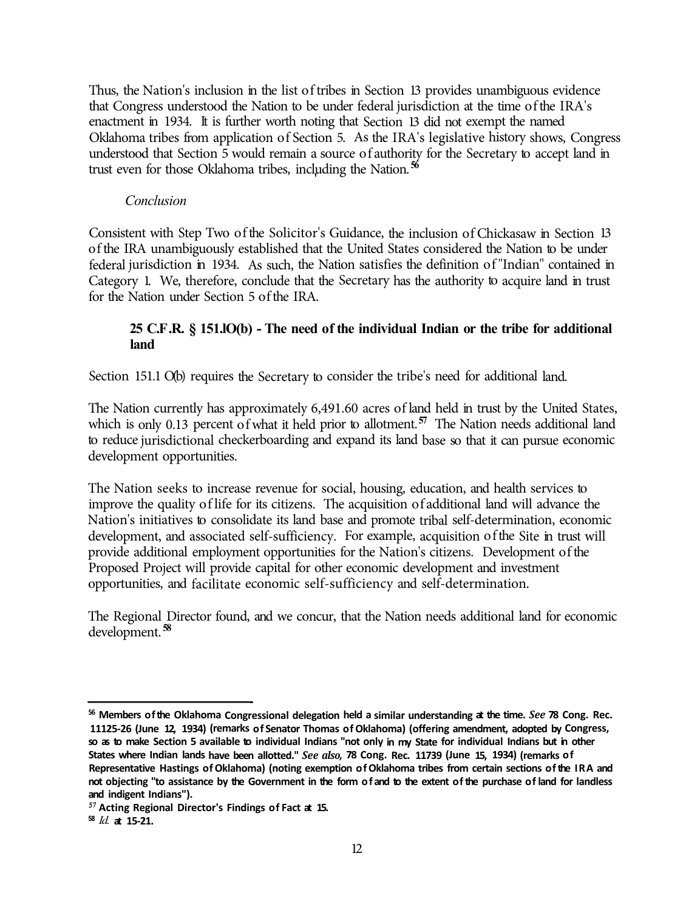Thus, the Nation's inclusion in the list of tribes in Section 13 provides unambiguous evidence that Congress understood the Nation to be under federal jurisdiction at the time of the IRA's enactment in 1934. It is further worth noting that Section 13 did not exempt the named Oklahoma tribes from application of Section 5. As the IRA's legislative history shows, Congress understood that Section 5 would remain a source of authority for the Secretary to accept land in trust even for those Oklahoma tribes, including the Nation.[56]

*Conclusion*

Consistent with Step Two of the Solicitor's Guidance, the inclusion of Chickasaw in Section 13 of the IRA unambiguously established that the United States considered the Nation to be under federal jurisdiction in 1934. As such, the Nation satisfies the definition of "Indian" contained in Category 1. We, therefore, conclude that the Secretary has the authority to acquire land in trust for the Nation under Section 5 of the IRA.

**25 C.F.R. § 151.lO(b) - The need of the individual Indian or the tribe for additional land**

Section 151.1 O(b) requires the Secretary to consider the tribe's need for additional land.

The Nation currently has approximately 6,491.60 acres of land held in trust by the United States, which is only 0.13 percent of what it held prior to allotment.[57] The Nation needs additional land to reduce jurisdictional checkerboarding and expand its land base so that it can pursue economic development opportunities.

The Nation seeks to increase revenue for social, housing, education, and health services to improve the quality of life for its citizens. The acquisition of additional land will advance the Nation's initiatives to consolidate its land base and promote tribal self-determination, economic development, and associated self-sufficiency. For example, acquisition of the Site in trust will provide additional employment opportunities for the Nation's citizens. Development of the Proposed Project will provide capital for other economic development and investment opportunities, and facilitate economic self-sufficiency and self-determination.

The Regional Director found, and we concur, that the Nation needs additional land for economic development.[58]

---

[56] Members of the Oklahoma Congressional delegation held a similar understanding at the time. *See* 78 Cong. Rec. 11125-26 (June 12, 1934) (remarks of Senator Thomas of Oklahoma) (offering amendment, adopted by Congress, so as to make Section 5 available to individual Indians "not only in my State for individual Indians but in other States where Indian lands have been allotted." *See also,* 78 Cong. Rec. 11739 (June 15, 1934) (remarks of Representative Hastings of Oklahoma) (noting exemption of Oklahoma tribes from certain sections of the IRA and not objecting "to assistance by the Government in the form of and to the extent of the purchase of land for landless and indigent Indians").

[57] Acting Regional Director's Findings of Fact at 15.

[58] *Id.* at 15-21.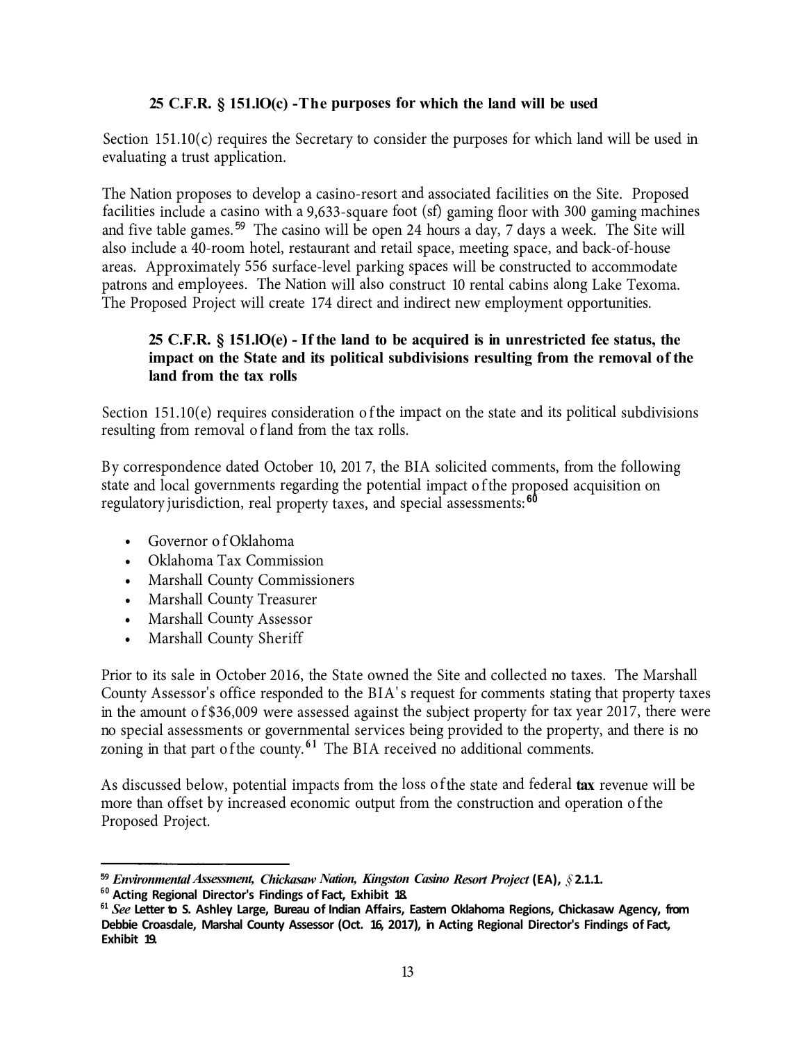### 25 C.F.R. § 151.10(c) - The purposes for which the land will be used

Section 151.10(c) requires the Secretary to consider the purposes for which land will be used in evaluating a trust application.

The Nation proposes to develop a casino-resort and associated facilities on the Site. Proposed facilities include a casino with a 9,633-square foot (sf) gaming floor with 300 gaming machines and five table games.[59] The casino will be open 24 hours a day, 7 days a week. The Site will also include a 40-room hotel, restaurant and retail space, meeting space, and back-of-house areas. Approximately 556 surface-level parking spaces will be constructed to accommodate patrons and employees. The Nation will also construct 10 rental cabins along Lake Texoma. The Proposed Project will create 174 direct and indirect new employment opportunities.

### 25 C.F.R. § 151.10(e) - If the land to be acquired is in unrestricted fee status, the impact on the State and its political subdivisions resulting from the removal of the land from the tax rolls

Section 151.10(e) requires consideration of the impact on the state and its political subdivisions resulting from removal of land from the tax rolls.

By correspondence dated October 10, 2017, the BIA solicited comments, from the following state and local governments regarding the potential impact of the proposed acquisition on regulatory jurisdiction, real property taxes, and special assessments:[60]

- Governor of Oklahoma
- Oklahoma Tax Commission
- Marshall County Commissioners
- Marshall County Treasurer
- Marshall County Assessor
- Marshall County Sheriff

Prior to its sale in October 2016, the State owned the Site and collected no taxes. The Marshall County Assessor's office responded to the BIA's request for comments stating that property taxes in the amount of $36,009 were assessed against the subject property for tax year 2017, there were no special assessments or governmental services being provided to the property, and there is no zoning in that part of the county.[61] The BIA received no additional comments.

As discussed below, potential impacts from the loss of the state and federal **tax** revenue will be more than offset by increased economic output from the construction and operation of the Proposed Project.

---

[59] *Environmental Assessment, Chickasaw Nation, Kingston Casino Resort Project* **(EA), § 2.1.1.**

[60] **Acting Regional Director's Findings of Fact, Exhibit 18.**

[61] ***See* Letter to S. Ashley Large, Bureau of Indian Affairs, Eastern Oklahoma Regions, Chickasaw Agency, from Debbie Croasdale, Marshal County Assessor (Oct. 16, 2017), in Acting Regional Director's Findings of Fact, Exhibit 19.**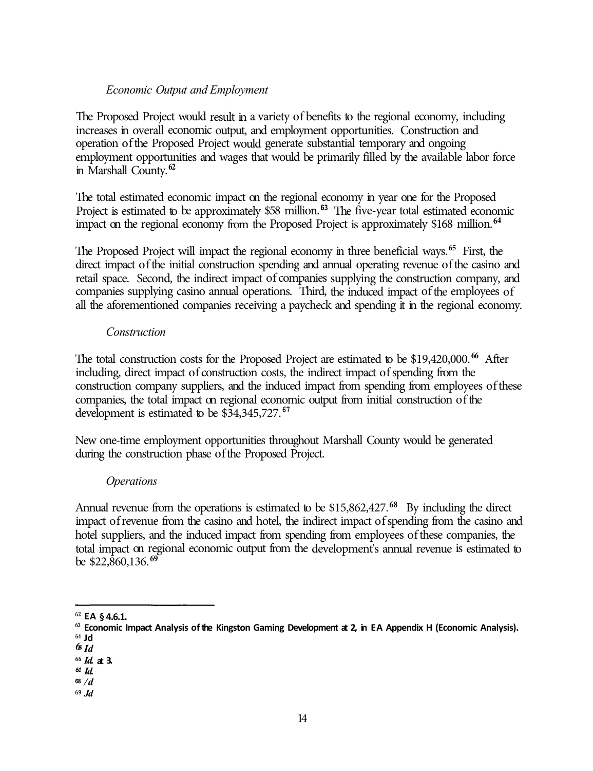*Economic Output and Employment*

The Proposed Project would result in a variety of benefits to the regional economy, including increases in overall economic output, and employment opportunities. Construction and operation of the Proposed Project would generate substantial temporary and ongoing employment opportunities and wages that would be primarily filled by the available labor force in Marshall County.[62]

The total estimated economic impact on the regional economy in year one for the Proposed Project is estimated to be approximately $58 million.[63] The five-year total estimated economic impact on the regional economy from the Proposed Project is approximately $168 million.[64]

The Proposed Project will impact the regional economy in three beneficial ways.[65] First, the direct impact of the initial construction spending and annual operating revenue of the casino and retail space. Second, the indirect impact of companies supplying the construction company, and companies supplying casino annual operations. Third, the induced impact of the employees of all the aforementioned companies receiving a paycheck and spending it in the regional economy.

*Construction*

The total construction costs for the Proposed Project are estimated to be $19,420,000.[66] After including, direct impact of construction costs, the indirect impact of spending from the construction company suppliers, and the induced impact from spending from employees of these companies, the total impact on regional economic output from initial construction of the development is estimated to be $34,345,727.[67]

New one-time employment opportunities throughout Marshall County would be generated during the construction phase of the Proposed Project.

*Operations*

Annual revenue from the operations is estimated to be $15,862,427.[68] By including the direct impact of revenue from the casino and hotel, the indirect impact of spending from the casino and hotel suppliers, and the induced impact from spending from employees of these companies, the total impact on regional economic output from the development's annual revenue is estimated to be $22,860,136.[69]

---

[62] **EA § 4.6.1.**

[63] **Economic Impact Analysis of the Kingston Gaming Development at 2, in EA Appendix H (Economic Analysis).**

[64] **Id**

[65] ***Id***

[66] ***Id.* at 3.**

[67] ***Id.***

[68] ***Id***

[69] ***Id***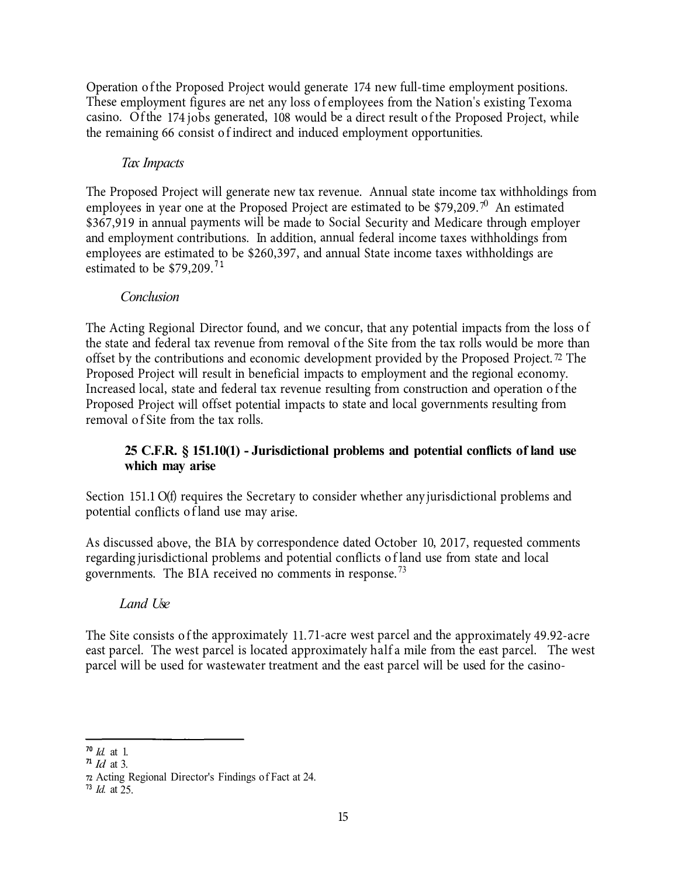Operation of the Proposed Project would generate 174 new full-time employment positions. These employment figures are net any loss of employees from the Nation's existing Texoma casino. Of the 174 jobs generated, 108 would be a direct result of the Proposed Project, while the remaining 66 consist of indirect and induced employment opportunities.

*Tax Impacts*

The Proposed Project will generate new tax revenue. Annual state income tax withholdings from employees in year one at the Proposed Project are estimated to be $79,209.[70] An estimated $367,919 in annual payments will be made to Social Security and Medicare through employer and employment contributions. In addition, annual federal income taxes withholdings from employees are estimated to be $260,397, and annual State income taxes withholdings are estimated to be $79,209.[71]

*Conclusion*

The Acting Regional Director found, and we concur, that any potential impacts from the loss of the state and federal tax revenue from removal of the Site from the tax rolls would be more than offset by the contributions and economic development provided by the Proposed Project.[72] The Proposed Project will result in beneficial impacts to employment and the regional economy. Increased local, state and federal tax revenue resulting from construction and operation of the Proposed Project will offset potential impacts to state and local governments resulting from removal of Site from the tax rolls.

**25 C.F.R. § 151.10(1) - Jurisdictional problems and potential conflicts of land use which may arise**

Section 151.10(f) requires the Secretary to consider whether any jurisdictional problems and potential conflicts of land use may arise.

As discussed above, the BIA by correspondence dated October 10, 2017, requested comments regarding jurisdictional problems and potential conflicts of land use from state and local governments. The BIA received no comments in response.[73]

*Land Use*

The Site consists of the approximately 11.71-acre west parcel and the approximately 49.92-acre east parcel. The west parcel is located approximately half a mile from the east parcel. The west parcel will be used for wastewater treatment and the east parcel will be used for the casino-

---

[70] *Id.* at 1.

[71] *Id* at 3.

[72] Acting Regional Director's Findings of Fact at 24.

[73] *Id.* at 25.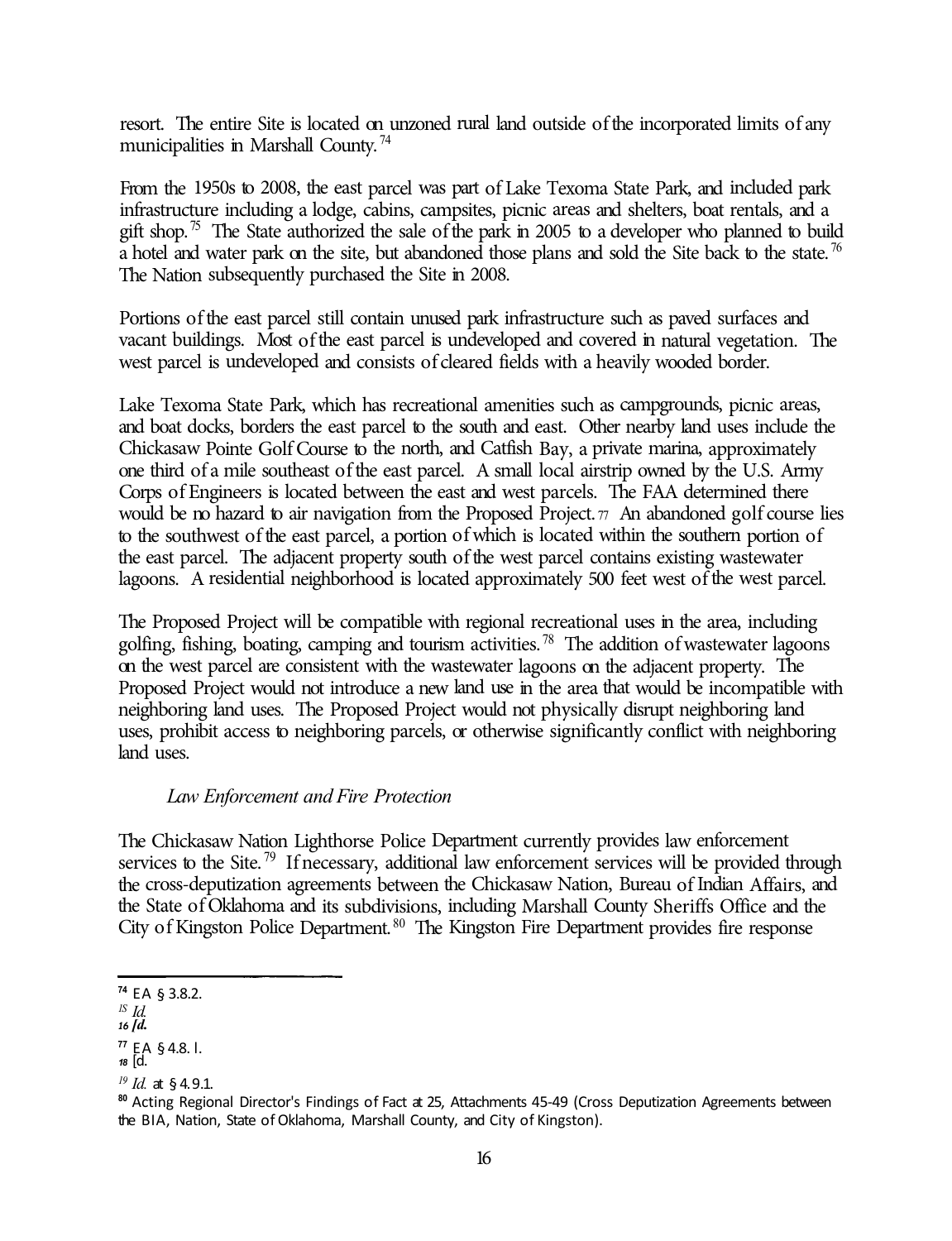resort. The entire Site is located on unzoned rural land outside of the incorporated limits of any municipalities in Marshall County.[74]

From the 1950s to 2008, the east parcel was part of Lake Texoma State Park, and included park infrastructure including a lodge, cabins, campsites, picnic areas and shelters, boat rentals, and a gift shop.[75] The State authorized the sale of the park in 2005 to a developer who planned to build a hotel and water park on the site, but abandoned those plans and sold the Site back to the state.[76] The Nation subsequently purchased the Site in 2008.

Portions of the east parcel still contain unused park infrastructure such as paved surfaces and vacant buildings. Most of the east parcel is undeveloped and covered in natural vegetation. The west parcel is undeveloped and consists of cleared fields with a heavily wooded border.

Lake Texoma State Park, which has recreational amenities such as campgrounds, picnic areas, and boat docks, borders the east parcel to the south and east. Other nearby land uses include the Chickasaw Pointe Golf Course to the north, and Catfish Bay, a private marina, approximately one third of a mile southeast of the east parcel. A small local airstrip owned by the U.S. Army Corps of Engineers is located between the east and west parcels. The FAA determined there would be no hazard to air navigation from the Proposed Project.[77] An abandoned golf course lies to the southwest of the east parcel, a portion of which is located within the southern portion of the east parcel. The adjacent property south of the west parcel contains existing wastewater lagoons. A residential neighborhood is located approximately 500 feet west of the west parcel.

The Proposed Project will be compatible with regional recreational uses in the area, including golfing, fishing, boating, camping and tourism activities.[78] The addition of wastewater lagoons on the west parcel are consistent with the wastewater lagoons on the adjacent property. The Proposed Project would not introduce a new land use in the area that would be incompatible with neighboring land uses. The Proposed Project would not physically disrupt neighboring land uses, prohibit access to neighboring parcels, or otherwise significantly conflict with neighboring land uses.

*Law Enforcement and Fire Protection*

The Chickasaw Nation Lighthorse Police Department currently provides law enforcement services to the Site.[79] If necessary, additional law enforcement services will be provided through the cross-deputization agreements between the Chickasaw Nation, Bureau of Indian Affairs, and the State of Oklahoma and its subdivisions, including Marshall County Sheriffs Office and the City of Kingston Police Department.[80] The Kingston Fire Department provides fire response

---

[74] EA § 3.8.2.
[75] *Id.*
[76] *Id.*
[77] EA § 4.8.1.
[78] *Id.*
[79] *Id.* at § 4.9.1.
[80] Acting Regional Director's Findings of Fact at 25, Attachments 45-49 (Cross Deputization Agreements between the BIA, Nation, State of Oklahoma, Marshall County, and City of Kingston).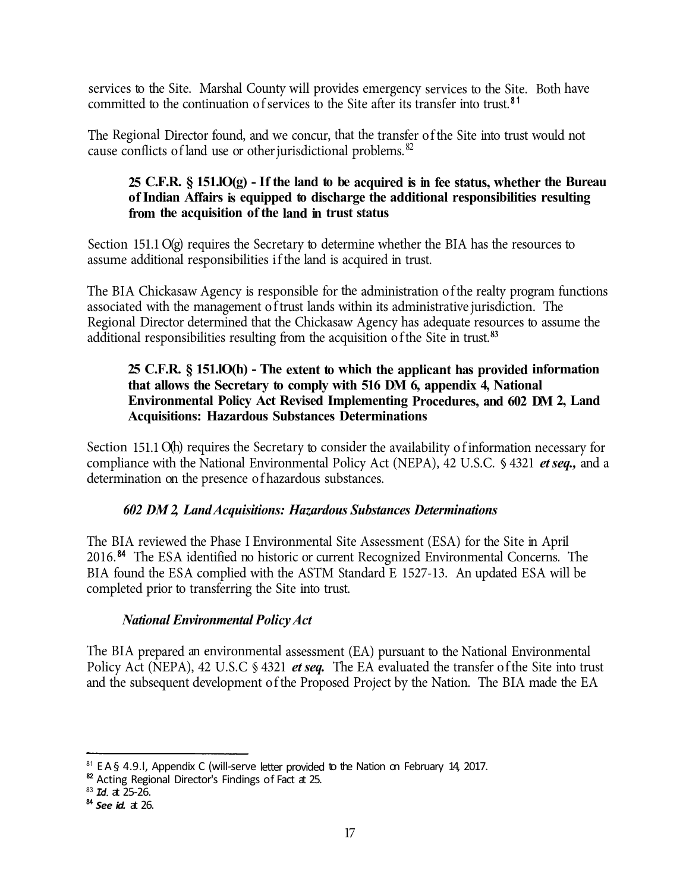services to the Site. Marshal County will provides emergency services to the Site. Both have committed to the continuation of services to the Site after its transfer into trust.[81]

The Regional Director found, and we concur, that the transfer of the Site into trust would not cause conflicts of land use or other jurisdictional problems.[82]

**25 C.F.R. § 151.lO(g) - If the land to be acquired is in fee status, whether the Bureau of Indian Affairs is equipped to discharge the additional responsibilities resulting from the acquisition of the land in trust status**

Section 151.1 O(g) requires the Secretary to determine whether the BIA has the resources to assume additional responsibilities if the land is acquired in trust.

The BIA Chickasaw Agency is responsible for the administration of the realty program functions associated with the management of trust lands within its administrative jurisdiction. The Regional Director determined that the Chickasaw Agency has adequate resources to assume the additional responsibilities resulting from the acquisition of the Site in trust.[83]

**25 C.F.R. § 151.lO(h) - The extent to which the applicant has provided information that allows the Secretary to comply with 516 DM 6, appendix 4, National Environmental Policy Act Revised Implementing Procedures, and 602 DM 2, Land Acquisitions: Hazardous Substances Determinations**

Section 151.1 O(h) requires the Secretary to consider the availability of information necessary for compliance with the National Environmental Policy Act (NEPA), 42 U.S.C. § 4321 ***et seq.,*** and a determination on the presence of hazardous substances.

***602 DM 2, Land Acquisitions: Hazardous Substances Determinations***

The BIA reviewed the Phase I Environmental Site Assessment (ESA) for the Site in April 2016.[84] The ESA identified no historic or current Recognized Environmental Concerns. The BIA found the ESA complied with the ASTM Standard E 1527-13. An updated ESA will be completed prior to transferring the Site into trust.

***National Environmental Policy Act***

The BIA prepared an environmental assessment (EA) pursuant to the National Environmental Policy Act (NEPA), 42 U.S.C § 4321 ***et seq.*** The EA evaluated the transfer of the Site into trust and the subsequent development of the Proposed Project by the Nation. The BIA made the EA

---

[81] EA § 4.9.l, Appendix C (will-serve letter provided to the Nation on February 14, 2017.

[82] Acting Regional Director's Findings of Fact at 25.

[83] ***Id.*** at 25-26.

[84] ***See id.*** at 26.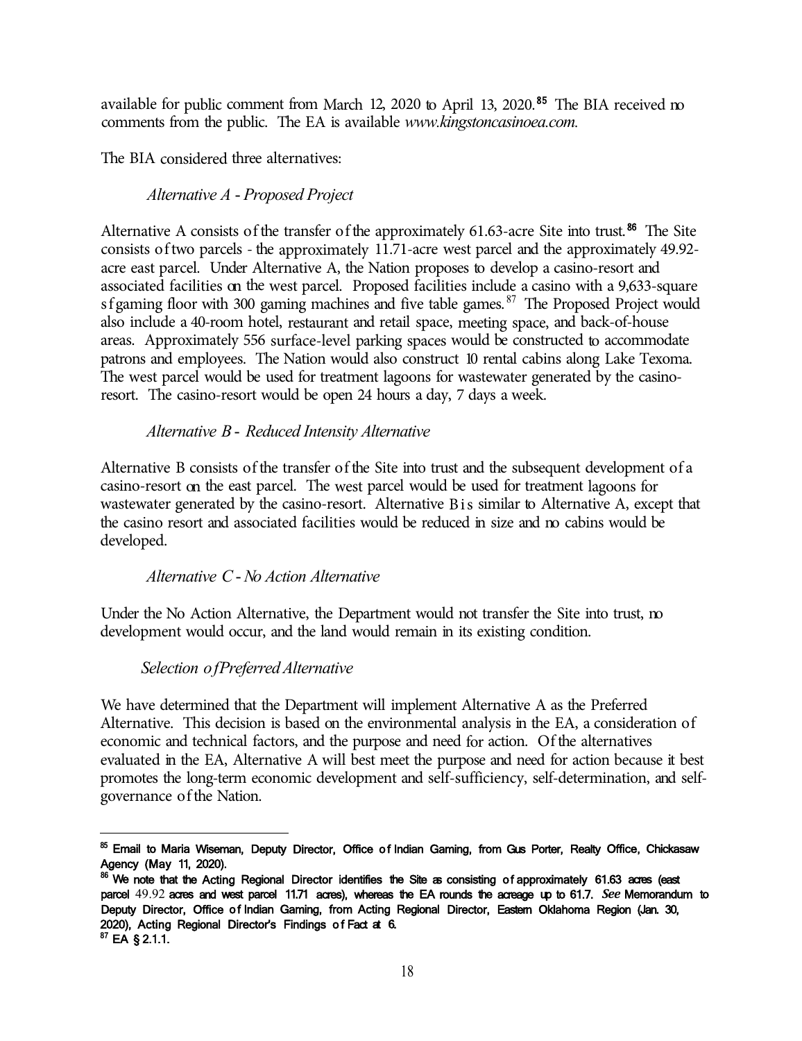available for public comment from March 12, 2020 to April 13, 2020.[85] The BIA received no comments from the public. The EA is available *www.kingstoncasinoea.com*.

The BIA considered three alternatives:

*Alternative A - Proposed Project*

Alternative A consists of the transfer of the approximately 61.63-acre Site into trust.[86] The Site consists of two parcels - the approximately 11.71-acre west parcel and the approximately 49.92-acre east parcel. Under Alternative A, the Nation proposes to develop a casino-resort and associated facilities on the west parcel. Proposed facilities include a casino with a 9,633-square sf gaming floor with 300 gaming machines and five table games.[87] The Proposed Project would also include a 40-room hotel, restaurant and retail space, meeting space, and back-of-house areas. Approximately 556 surface-level parking spaces would be constructed to accommodate patrons and employees. The Nation would also construct 10 rental cabins along Lake Texoma. The west parcel would be used for treatment lagoons for wastewater generated by the casino-resort. The casino-resort would be open 24 hours a day, 7 days a week.

*Alternative B - Reduced Intensity Alternative*

Alternative B consists of the transfer of the Site into trust and the subsequent development of a casino-resort on the east parcel. The west parcel would be used for treatment lagoons for wastewater generated by the casino-resort. Alternative B is similar to Alternative A, except that the casino resort and associated facilities would be reduced in size and no cabins would be developed.

*Alternative C - No Action Alternative*

Under the No Action Alternative, the Department would not transfer the Site into trust, no development would occur, and the land would remain in its existing condition.

*Selection of Preferred Alternative*

We have determined that the Department will implement Alternative A as the Preferred Alternative. This decision is based on the environmental analysis in the EA, a consideration of economic and technical factors, and the purpose and need for action. Of the alternatives evaluated in the EA, Alternative A will best meet the purpose and need for action because it best promotes the long-term economic development and self-sufficiency, self-determination, and self-governance of the Nation.

---

[85] Email to Maria Wiseman, Deputy Director, Office of Indian Gaming, from Gus Porter, Realty Office, Chickasaw Agency (May 11, 2020).

[86] We note that the Acting Regional Director identifies the Site as consisting of approximately 61.63 acres (east parcel 49.92 acres and west parcel 11.71 acres), whereas the EA rounds the acreage up to 61.7. *See* Memorandum to Deputy Director, Office of Indian Gaming, from Acting Regional Director, Eastern Oklahoma Region (Jan. 30, 2020), Acting Regional Director's Findings of Fact at 6.

[87] EA § 2.1.1.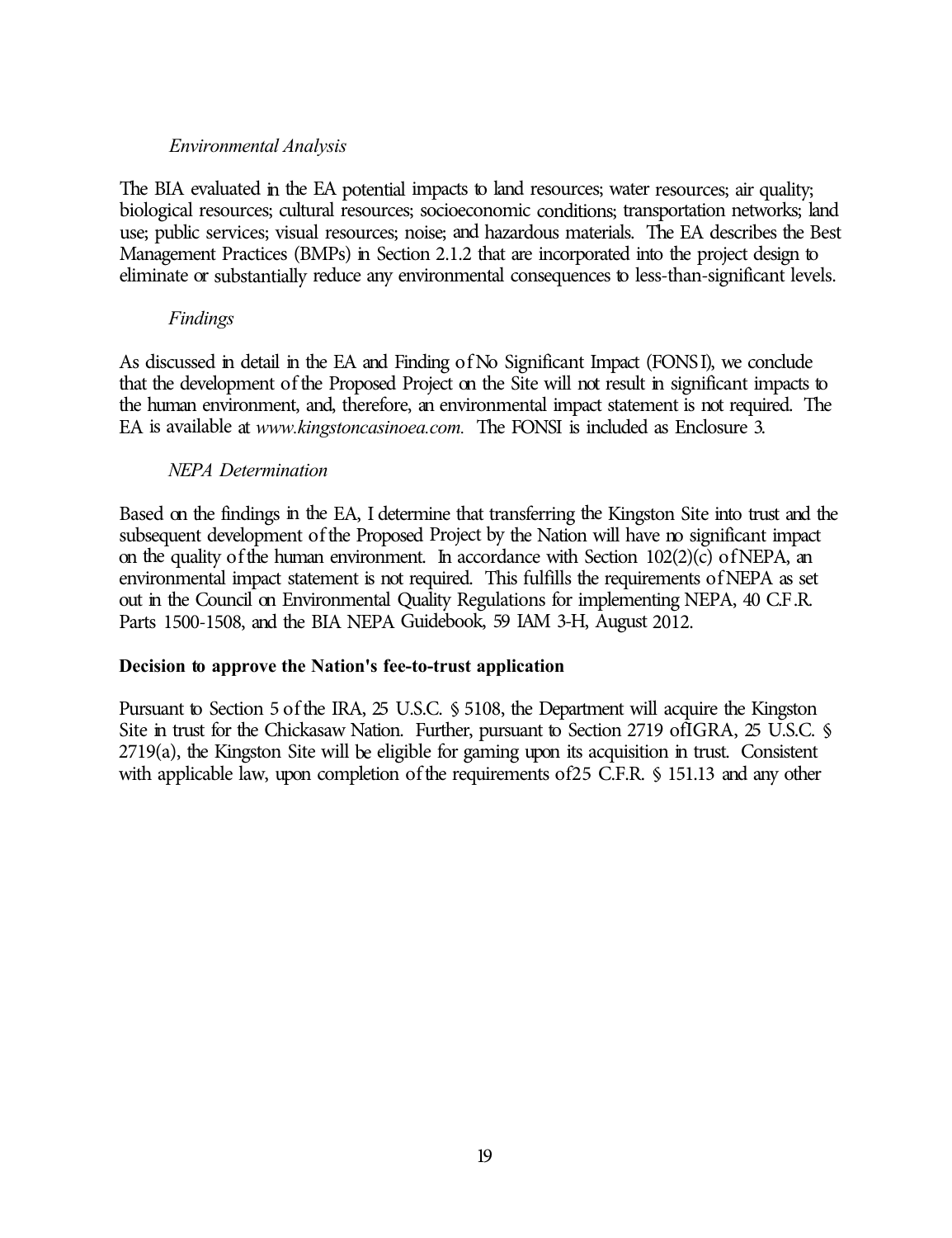*Environmental Analysis*

The BIA evaluated in the EA potential impacts to land resources; water resources; air quality; biological resources; cultural resources; socioeconomic conditions; transportation networks; land use; public services; visual resources; noise; and hazardous materials. The EA describes the Best Management Practices (BMPs) in Section 2.1.2 that are incorporated into the project design to eliminate or substantially reduce any environmental consequences to less-than-significant levels.

*Findings*

As discussed in detail in the EA and Finding of No Significant Impact (FONSI), we conclude that the development of the Proposed Project on the Site will not result in significant impacts to the human environment, and, therefore, an environmental impact statement is not required. The EA is available at *www.kingstoncasinoea.com.* The FONSI is included as Enclosure 3.

*NEPA Determination*

Based on the findings in the EA, I determine that transferring the Kingston Site into trust and the subsequent development of the Proposed Project by the Nation will have no significant impact on the quality of the human environment. In accordance with Section 102(2)(c) of NEPA, an environmental impact statement is not required. This fulfills the requirements of NEPA as set out in the Council on Environmental Quality Regulations for implementing NEPA, 40 C.F.R. Parts 1500-1508, and the BIA NEPA Guidebook, 59 IAM 3-H, August 2012.

**Decision to approve the Nation's fee-to-trust application**

Pursuant to Section 5 of the IRA, 25 U.S.C. § 5108, the Department will acquire the Kingston Site in trust for the Chickasaw Nation. Further, pursuant to Section 2719 of IGRA, 25 U.S.C. § 2719(a), the Kingston Site will be eligible for gaming upon its acquisition in trust. Consistent with applicable law, upon completion of the requirements of 25 C.F.R. § 151.13 and any other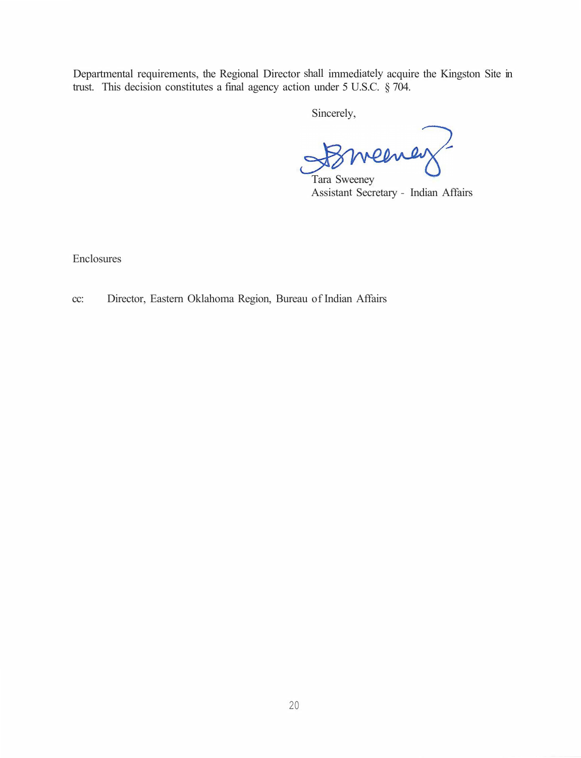Departmental requirements, the Regional Director shall immediately acquire the Kingston Site in trust. This decision constitutes a final agency action under 5 U.S.C. § 704.

Sincerely,

Tara Sweeney
Assistant Secretary - Indian Affairs

Enclosures

cc: Director, Eastern Oklahoma Region, Bureau of Indian Affairs